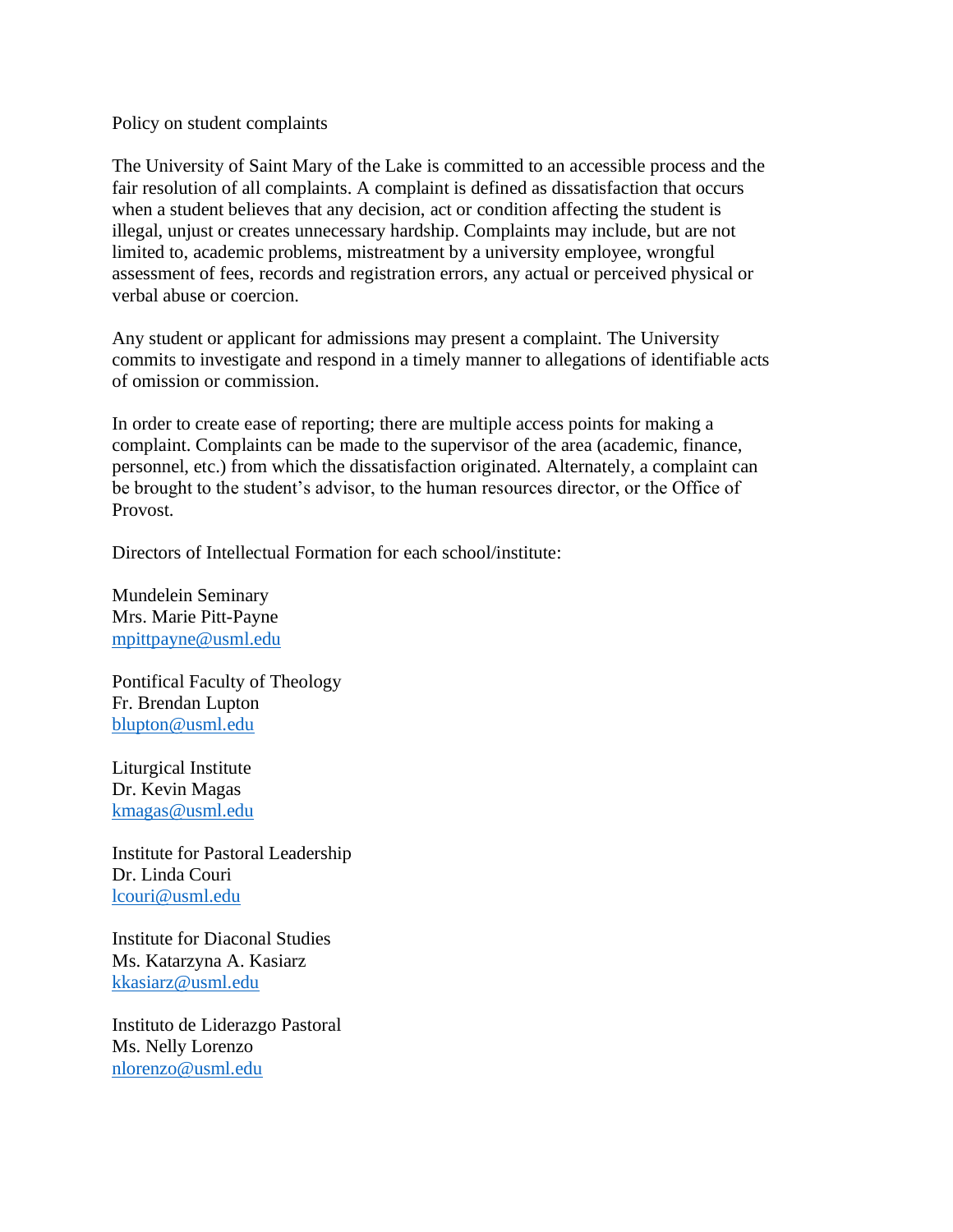# Policy on student complaints

The University of Saint Mary of the Lake is committed to an accessible process and the fair resolution of all complaints. A complaint is defined as dissatisfaction that occurs when a student believes that any decision, act or condition affecting the student is illegal, unjust or creates unnecessary hardship. Complaints may include, but are not limited to, academic problems, mistreatment by a university employee, wrongful assessment of fees, records and registration errors, any actual or perceived physical or verbal abuse or coercion.

Any student or applicant for admissions may present a complaint. The University commits to investigate and respond in a timely manner to allegations of identifiable acts of omission or commission.

In order to create ease of reporting; there are multiple access points for making a complaint. Complaints can be made to the supervisor of the area (academic, finance, personnel, etc.) from which the dissatisfaction originated. Alternately, a complaint can be brought to the student's advisor, to the human resources director, or the Office of Provost.

Directors of Intellectual Formation for each school/institute:

Mundelein Seminary
Mrs. Marie Pitt-Payne
mpittpayne@usml.edu

Pontifical Faculty of Theology
Fr. Brendan Lupton
blupton@usml.edu

Liturgical Institute
Dr. Kevin Magas
kmagas@usml.edu

Institute for Pastoral Leadership
Dr. Linda Couri
lcouri@usml.edu

Institute for Diaconal Studies
Ms. Katarzyna A. Kasiarz
kkasiarz@usml.edu

Instituto de Liderazgo Pastoral
Ms. Nelly Lorenzo
nlorenzo@usml.edu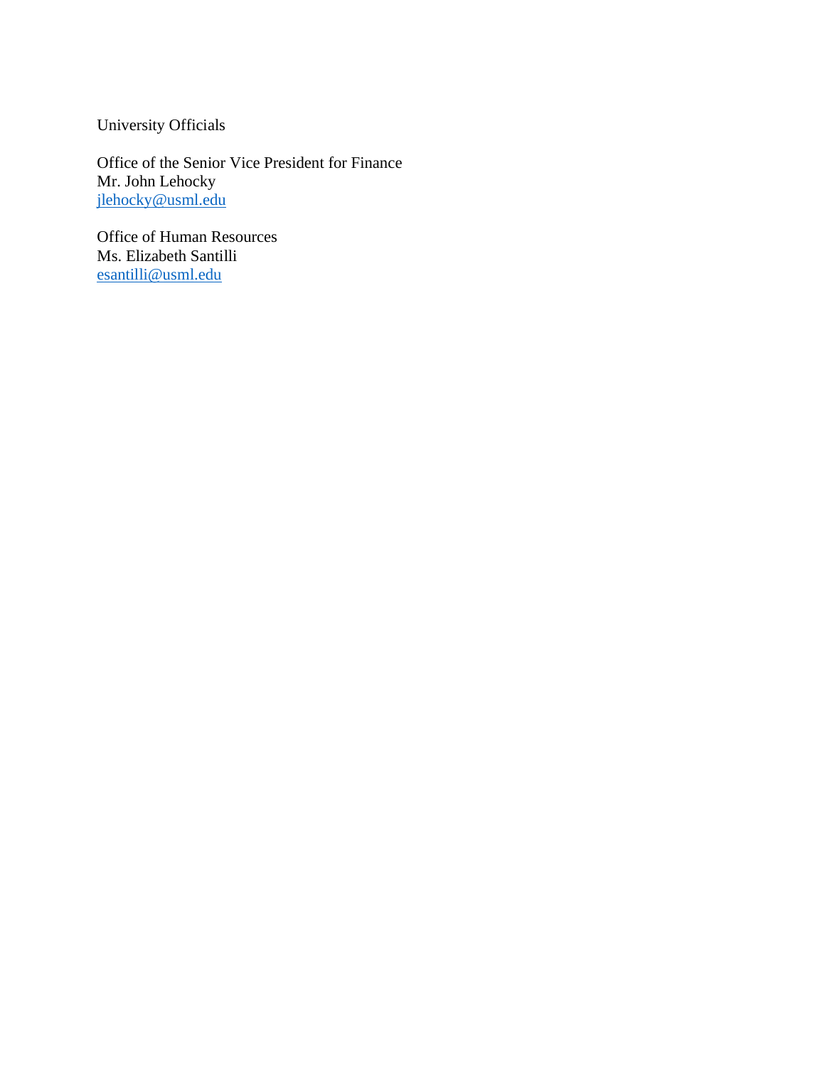University Officials

Office of the Senior Vice President for Finance
Mr. John Lehocky
jlehocky@usml.edu

Office of Human Resources
Ms. Elizabeth Santilli
esantilli@usml.edu